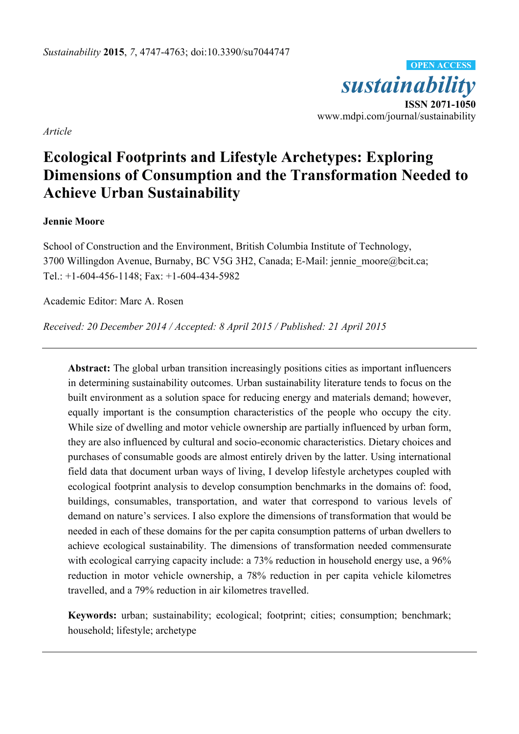*Sustainability* **2015**, *7*, 4747-4763; doi:10.3390/su7044747

**OPEN ACCESS**

***sustainability***

**ISSN 2071-1050**

www.mdpi.com/journal/sustainability

*Article*

# Ecological Footprints and Lifestyle Archetypes: Exploring Dimensions of Consumption and the Transformation Needed to Achieve Urban Sustainability

**Jennie Moore**

School of Construction and the Environment, British Columbia Institute of Technology, 3700 Willingdon Avenue, Burnaby, BC V5G 3H2, Canada; E-Mail: jennie_moore@bcit.ca; Tel.: +1-604-456-1148; Fax: +1-604-434-5982

Academic Editor: Marc A. Rosen

*Received: 20 December 2014 / Accepted: 8 April 2015 / Published: 21 April 2015*

---

**Abstract:** The global urban transition increasingly positions cities as important influencers in determining sustainability outcomes. Urban sustainability literature tends to focus on the built environment as a solution space for reducing energy and materials demand; however, equally important is the consumption characteristics of the people who occupy the city. While size of dwelling and motor vehicle ownership are partially influenced by urban form, they are also influenced by cultural and socio-economic characteristics. Dietary choices and purchases of consumable goods are almost entirely driven by the latter. Using international field data that document urban ways of living, I develop lifestyle archetypes coupled with ecological footprint analysis to develop consumption benchmarks in the domains of: food, buildings, consumables, transportation, and water that correspond to various levels of demand on nature's services. I also explore the dimensions of transformation that would be needed in each of these domains for the per capita consumption patterns of urban dwellers to achieve ecological sustainability. The dimensions of transformation needed commensurate with ecological carrying capacity include: a 73% reduction in household energy use, a 96% reduction in motor vehicle ownership, a 78% reduction in per capita vehicle kilometres travelled, and a 79% reduction in air kilometres travelled.

**Keywords:** urban; sustainability; ecological; footprint; cities; consumption; benchmark; household; lifestyle; archetype

---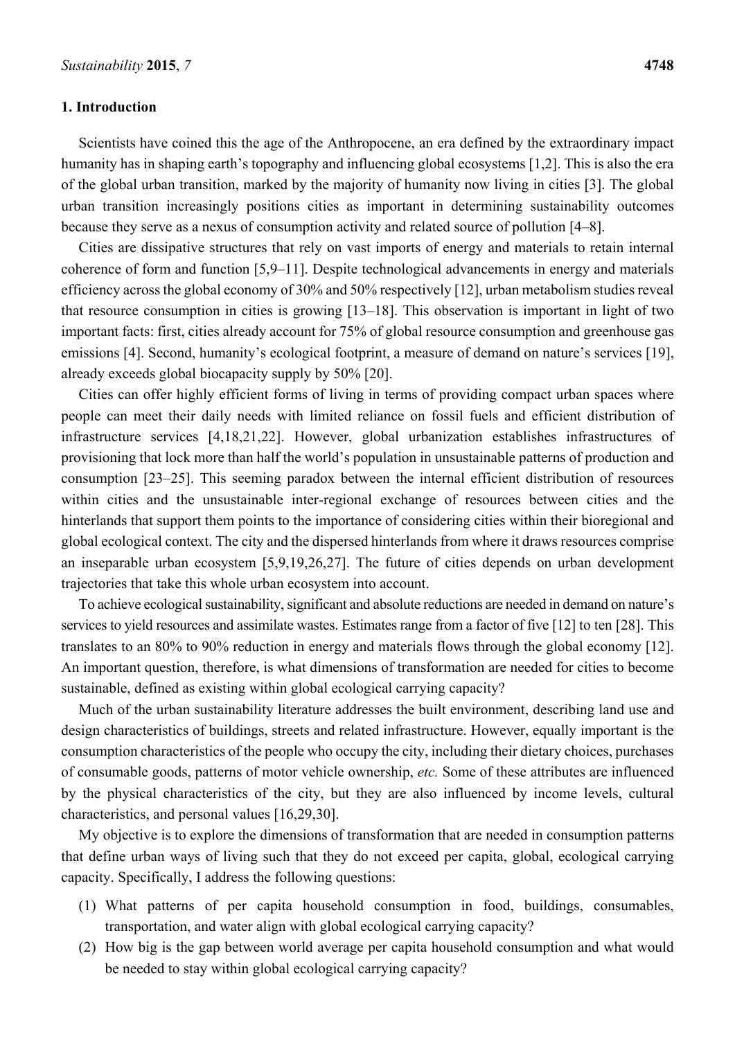## 1. Introduction

Scientists have coined this the age of the Anthropocene, an era defined by the extraordinary impact humanity has in shaping earth's topography and influencing global ecosystems [1,2]. This is also the era of the global urban transition, marked by the majority of humanity now living in cities [3]. The global urban transition increasingly positions cities as important in determining sustainability outcomes because they serve as a nexus of consumption activity and related source of pollution [4–8].

Cities are dissipative structures that rely on vast imports of energy and materials to retain internal coherence of form and function [5,9–11]. Despite technological advancements in energy and materials efficiency across the global economy of 30% and 50% respectively [12], urban metabolism studies reveal that resource consumption in cities is growing [13–18]. This observation is important in light of two important facts: first, cities already account for 75% of global resource consumption and greenhouse gas emissions [4]. Second, humanity's ecological footprint, a measure of demand on nature's services [19], already exceeds global biocapacity supply by 50% [20].

Cities can offer highly efficient forms of living in terms of providing compact urban spaces where people can meet their daily needs with limited reliance on fossil fuels and efficient distribution of infrastructure services [4,18,21,22]. However, global urbanization establishes infrastructures of provisioning that lock more than half the world's population in unsustainable patterns of production and consumption [23–25]. This seeming paradox between the internal efficient distribution of resources within cities and the unsustainable inter-regional exchange of resources between cities and the hinterlands that support them points to the importance of considering cities within their bioregional and global ecological context. The city and the dispersed hinterlands from where it draws resources comprise an inseparable urban ecosystem [5,9,19,26,27]. The future of cities depends on urban development trajectories that take this whole urban ecosystem into account.

To achieve ecological sustainability, significant and absolute reductions are needed in demand on nature's services to yield resources and assimilate wastes. Estimates range from a factor of five [12] to ten [28]. This translates to an 80% to 90% reduction in energy and materials flows through the global economy [12]. An important question, therefore, is what dimensions of transformation are needed for cities to become sustainable, defined as existing within global ecological carrying capacity?

Much of the urban sustainability literature addresses the built environment, describing land use and design characteristics of buildings, streets and related infrastructure. However, equally important is the consumption characteristics of the people who occupy the city, including their dietary choices, purchases of consumable goods, patterns of motor vehicle ownership, *etc.* Some of these attributes are influenced by the physical characteristics of the city, but they are also influenced by income levels, cultural characteristics, and personal values [16,29,30].

My objective is to explore the dimensions of transformation that are needed in consumption patterns that define urban ways of living such that they do not exceed per capita, global, ecological carrying capacity. Specifically, I address the following questions:

(1) What patterns of per capita household consumption in food, buildings, consumables, transportation, and water align with global ecological carrying capacity?
(2) How big is the gap between world average per capita household consumption and what would be needed to stay within global ecological carrying capacity?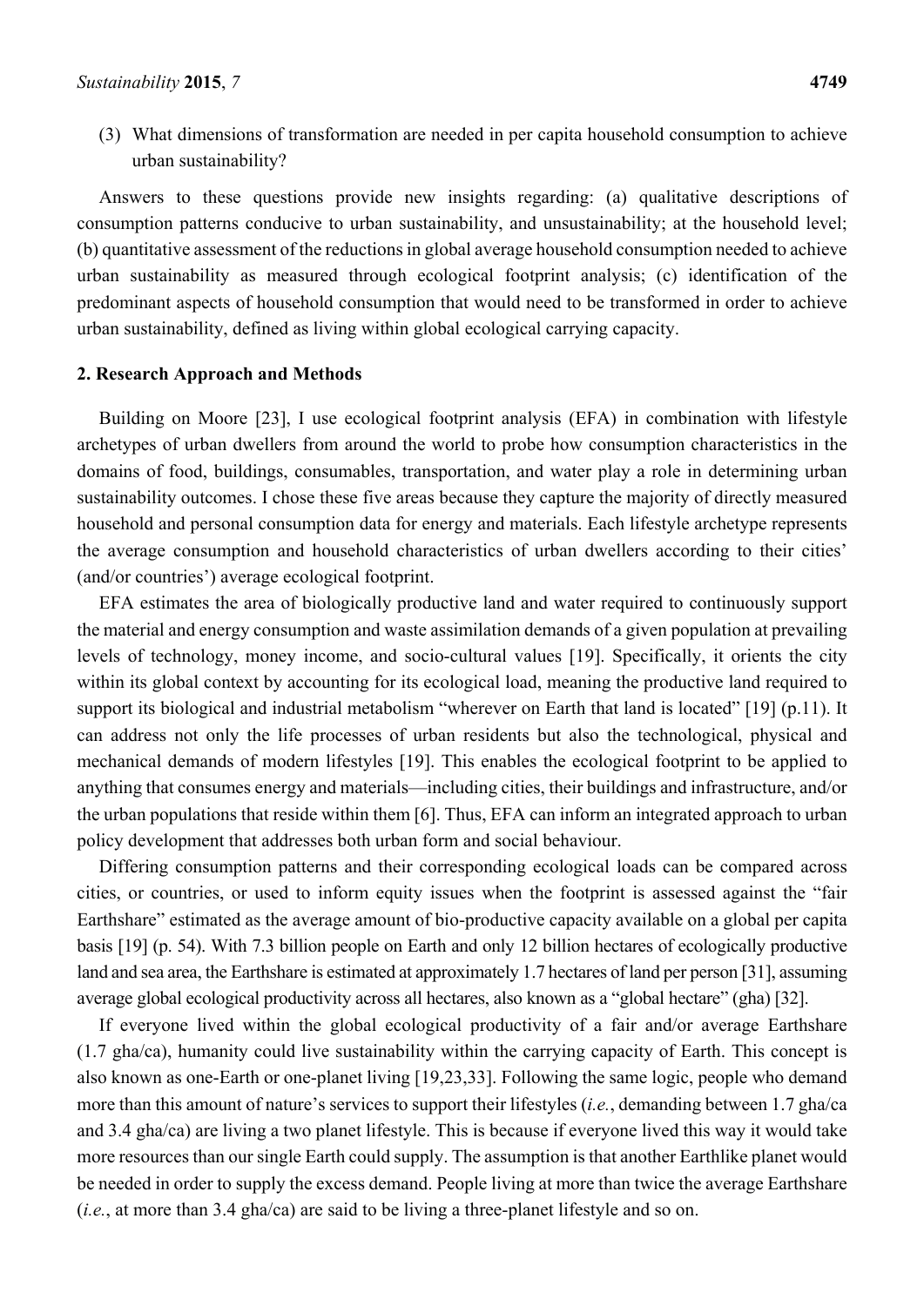(3) What dimensions of transformation are needed in per capita household consumption to achieve urban sustainability?

Answers to these questions provide new insights regarding: (a) qualitative descriptions of consumption patterns conducive to urban sustainability, and unsustainability; at the household level; (b) quantitative assessment of the reductions in global average household consumption needed to achieve urban sustainability as measured through ecological footprint analysis; (c) identification of the predominant aspects of household consumption that would need to be transformed in order to achieve urban sustainability, defined as living within global ecological carrying capacity.

## 2. Research Approach and Methods

Building on Moore [23], I use ecological footprint analysis (EFA) in combination with lifestyle archetypes of urban dwellers from around the world to probe how consumption characteristics in the domains of food, buildings, consumables, transportation, and water play a role in determining urban sustainability outcomes. I chose these five areas because they capture the majority of directly measured household and personal consumption data for energy and materials. Each lifestyle archetype represents the average consumption and household characteristics of urban dwellers according to their cities' (and/or countries') average ecological footprint.

EFA estimates the area of biologically productive land and water required to continuously support the material and energy consumption and waste assimilation demands of a given population at prevailing levels of technology, money income, and socio-cultural values [19]. Specifically, it orients the city within its global context by accounting for its ecological load, meaning the productive land required to support its biological and industrial metabolism "wherever on Earth that land is located" [19] (p.11). It can address not only the life processes of urban residents but also the technological, physical and mechanical demands of modern lifestyles [19]. This enables the ecological footprint to be applied to anything that consumes energy and materials—including cities, their buildings and infrastructure, and/or the urban populations that reside within them [6]. Thus, EFA can inform an integrated approach to urban policy development that addresses both urban form and social behaviour.

Differing consumption patterns and their corresponding ecological loads can be compared across cities, or countries, or used to inform equity issues when the footprint is assessed against the "fair Earthshare" estimated as the average amount of bio-productive capacity available on a global per capita basis [19] (p. 54). With 7.3 billion people on Earth and only 12 billion hectares of ecologically productive land and sea area, the Earthshare is estimated at approximately 1.7 hectares of land per person [31], assuming average global ecological productivity across all hectares, also known as a "global hectare" (gha) [32].

If everyone lived within the global ecological productivity of a fair and/or average Earthshare (1.7 gha/ca), humanity could live sustainability within the carrying capacity of Earth. This concept is also known as one-Earth or one-planet living [19,23,33]. Following the same logic, people who demand more than this amount of nature's services to support their lifestyles (*i.e.*, demanding between 1.7 gha/ca and 3.4 gha/ca) are living a two planet lifestyle. This is because if everyone lived this way it would take more resources than our single Earth could supply. The assumption is that another Earthlike planet would be needed in order to supply the excess demand. People living at more than twice the average Earthshare (*i.e.*, at more than 3.4 gha/ca) are said to be living a three-planet lifestyle and so on.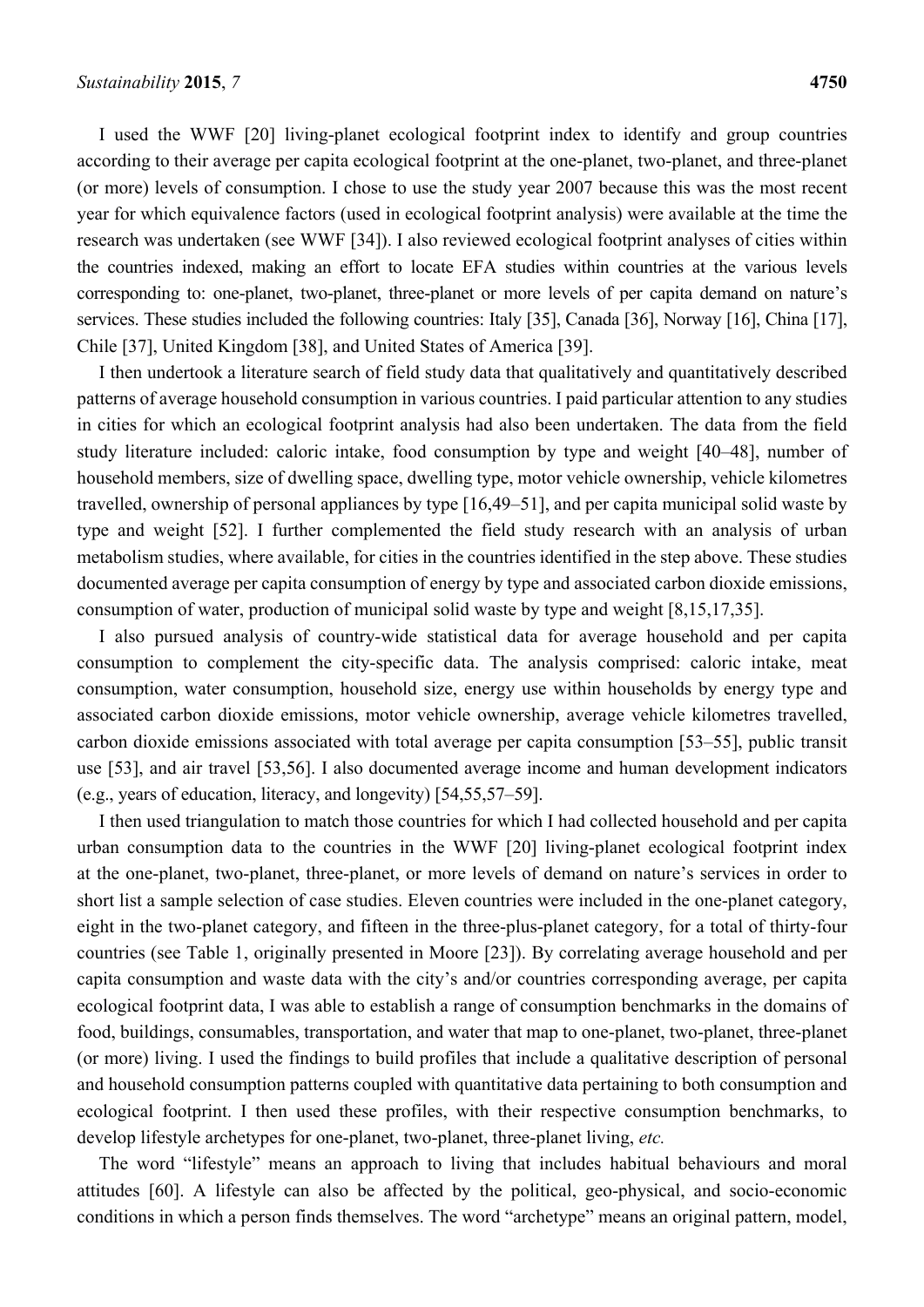I used the WWF [20] living-planet ecological footprint index to identify and group countries according to their average per capita ecological footprint at the one-planet, two-planet, and three-planet (or more) levels of consumption. I chose to use the study year 2007 because this was the most recent year for which equivalence factors (used in ecological footprint analysis) were available at the time the research was undertaken (see WWF [34]). I also reviewed ecological footprint analyses of cities within the countries indexed, making an effort to locate EFA studies within countries at the various levels corresponding to: one-planet, two-planet, three-planet or more levels of per capita demand on nature's services. These studies included the following countries: Italy [35], Canada [36], Norway [16], China [17], Chile [37], United Kingdom [38], and United States of America [39].

I then undertook a literature search of field study data that qualitatively and quantitatively described patterns of average household consumption in various countries. I paid particular attention to any studies in cities for which an ecological footprint analysis had also been undertaken. The data from the field study literature included: caloric intake, food consumption by type and weight [40–48], number of household members, size of dwelling space, dwelling type, motor vehicle ownership, vehicle kilometres travelled, ownership of personal appliances by type [16,49–51], and per capita municipal solid waste by type and weight [52]. I further complemented the field study research with an analysis of urban metabolism studies, where available, for cities in the countries identified in the step above. These studies documented average per capita consumption of energy by type and associated carbon dioxide emissions, consumption of water, production of municipal solid waste by type and weight [8,15,17,35].

I also pursued analysis of country-wide statistical data for average household and per capita consumption to complement the city-specific data. The analysis comprised: caloric intake, meat consumption, water consumption, household size, energy use within households by energy type and associated carbon dioxide emissions, motor vehicle ownership, average vehicle kilometres travelled, carbon dioxide emissions associated with total average per capita consumption [53–55], public transit use [53], and air travel [53,56]. I also documented average income and human development indicators (e.g., years of education, literacy, and longevity) [54,55,57–59].

I then used triangulation to match those countries for which I had collected household and per capita urban consumption data to the countries in the WWF [20] living-planet ecological footprint index at the one-planet, two-planet, three-planet, or more levels of demand on nature's services in order to short list a sample selection of case studies. Eleven countries were included in the one-planet category, eight in the two-planet category, and fifteen in the three-plus-planet category, for a total of thirty-four countries (see Table 1, originally presented in Moore [23]). By correlating average household and per capita consumption and waste data with the city's and/or countries corresponding average, per capita ecological footprint data, I was able to establish a range of consumption benchmarks in the domains of food, buildings, consumables, transportation, and water that map to one-planet, two-planet, three-planet (or more) living. I used the findings to build profiles that include a qualitative description of personal and household consumption patterns coupled with quantitative data pertaining to both consumption and ecological footprint. I then used these profiles, with their respective consumption benchmarks, to develop lifestyle archetypes for one-planet, two-planet, three-planet living, *etc.*

The word "lifestyle" means an approach to living that includes habitual behaviours and moral attitudes [60]. A lifestyle can also be affected by the political, geo-physical, and socio-economic conditions in which a person finds themselves. The word "archetype" means an original pattern, model,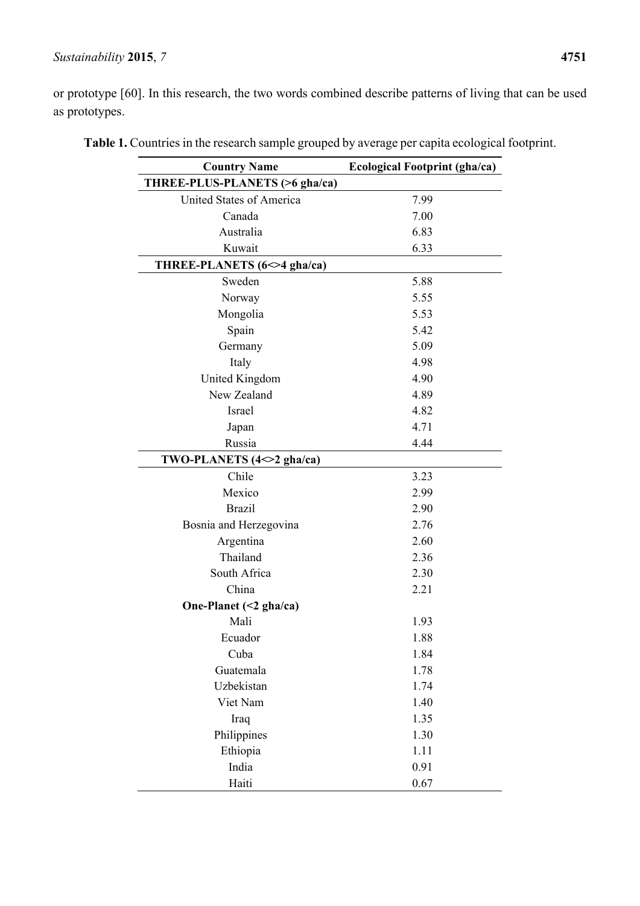or prototype [60]. In this research, the two words combined describe patterns of living that can be used as prototypes.

**Table 1.** Countries in the research sample grouped by average per capita ecological footprint.

| Country Name | Ecological Footprint (gha/ca) |
|---|---|
| **THREE-PLUS-PLANETS (>6 gha/ca)** | |
| United States of America | 7.99 |
| Canada | 7.00 |
| Australia | 6.83 |
| Kuwait | 6.33 |
| **THREE-PLANETS (6<>4 gha/ca)** | |
| Sweden | 5.88 |
| Norway | 5.55 |
| Mongolia | 5.53 |
| Spain | 5.42 |
| Germany | 5.09 |
| Italy | 4.98 |
| United Kingdom | 4.90 |
| New Zealand | 4.89 |
| Israel | 4.82 |
| Japan | 4.71 |
| Russia | 4.44 |
| **TWO-PLANETS (4<>2 gha/ca)** | |
| Chile | 3.23 |
| Mexico | 2.99 |
| Brazil | 2.90 |
| Bosnia and Herzegovina | 2.76 |
| Argentina | 2.60 |
| Thailand | 2.36 |
| South Africa | 2.30 |
| China | 2.21 |
| **One-Planet (<2 gha/ca)** | |
| Mali | 1.93 |
| Ecuador | 1.88 |
| Cuba | 1.84 |
| Guatemala | 1.78 |
| Uzbekistan | 1.74 |
| Viet Nam | 1.40 |
| Iraq | 1.35 |
| Philippines | 1.30 |
| Ethiopia | 1.11 |
| India | 0.91 |
| Haiti | 0.67 |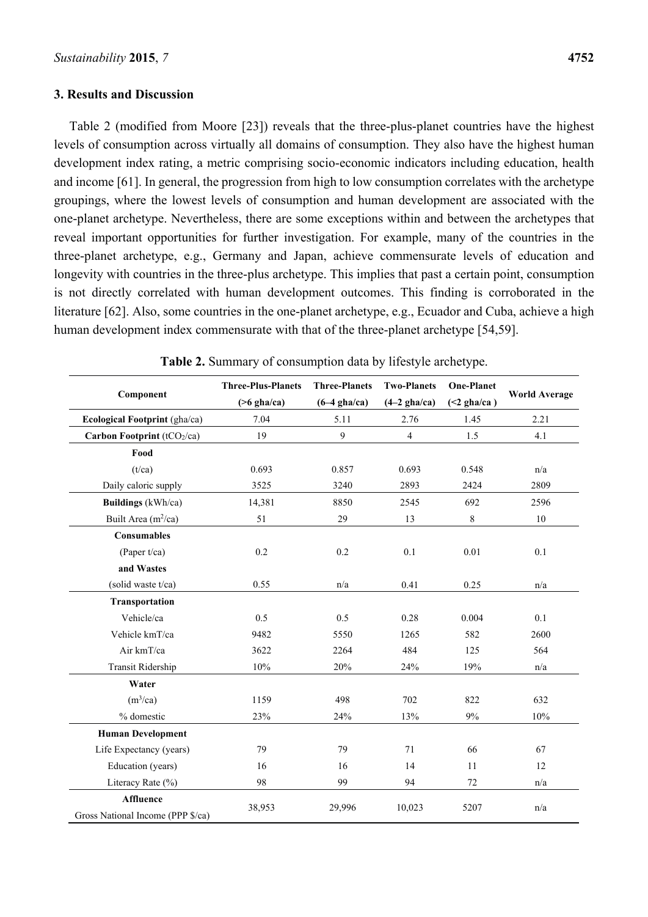## 3. Results and Discussion

Table 2 (modified from Moore [23]) reveals that the three-plus-planet countries have the highest levels of consumption across virtually all domains of consumption. They also have the highest human development index rating, a metric comprising socio-economic indicators including education, health and income [61]. In general, the progression from high to low consumption correlates with the archetype groupings, where the lowest levels of consumption and human development are associated with the one-planet archetype. Nevertheless, there are some exceptions within and between the archetypes that reveal important opportunities for further investigation. For example, many of the countries in the three-planet archetype, e.g., Germany and Japan, achieve commensurate levels of education and longevity with countries in the three-plus archetype. This implies that past a certain point, consumption is not directly correlated with human development outcomes. This finding is corroborated in the literature [62]. Also, some countries in the one-planet archetype, e.g., Ecuador and Cuba, achieve a high human development index commensurate with that of the three-planet archetype [54,59].

**Table 2.** Summary of consumption data by lifestyle archetype.

| Component | Three-Plus-Planets (>6 gha/ca) | Three-Planets (6–4 gha/ca) | Two-Planets (4–2 gha/ca) | One-Planet (<2 gha/ca ) | World Average |
|---|---|---|---|---|---|
| **Ecological Footprint** (gha/ca) | 7.04 | 5.11 | 2.76 | 1.45 | 2.21 |
| **Carbon Footprint** ($tCO_2$/ca) | 19 | 9 | 4 | 1.5 | 4.1 |
| **Food** | | | | | |
| (t/ca) | 0.693 | 0.857 | 0.693 | 0.548 | n/a |
| Daily caloric supply | 3525 | 3240 | 2893 | 2424 | 2809 |
| **Buildings** (kWh/ca) | 14,381 | 8850 | 2545 | 692 | 2596 |
| Built Area ($m^2$/ca) | 51 | 29 | 13 | 8 | 10 |
| **Consumables** | | | | | |
| (Paper t/ca) | 0.2 | 0.2 | 0.1 | 0.01 | 0.1 |
| **and Wastes** | | | | | |
| (solid waste t/ca) | 0.55 | n/a | 0.41 | 0.25 | n/a |
| **Transportation** | | | | | |
| Vehicle/ca | 0.5 | 0.5 | 0.28 | 0.004 | 0.1 |
| Vehicle kmT/ca | 9482 | 5550 | 1265 | 582 | 2600 |
| Air kmT/ca | 3622 | 2264 | 484 | 125 | 564 |
| Transit Ridership | 10% | 20% | 24% | 19% | n/a |
| **Water** | | | | | |
| ($m^3$/ca) | 1159 | 498 | 702 | 822 | 632 |
| % domestic | 23% | 24% | 13% | 9% | 10% |
| **Human Development** | | | | | |
| Life Expectancy (years) | 79 | 79 | 71 | 66 | 67 |
| Education (years) | 16 | 16 | 14 | 11 | 12 |
| Literacy Rate (%) | 98 | 99 | 94 | 72 | n/a |
| **Affluence** Gross National Income (PPP $/ca) | 38,953 | 29,996 | 10,023 | 5207 | n/a |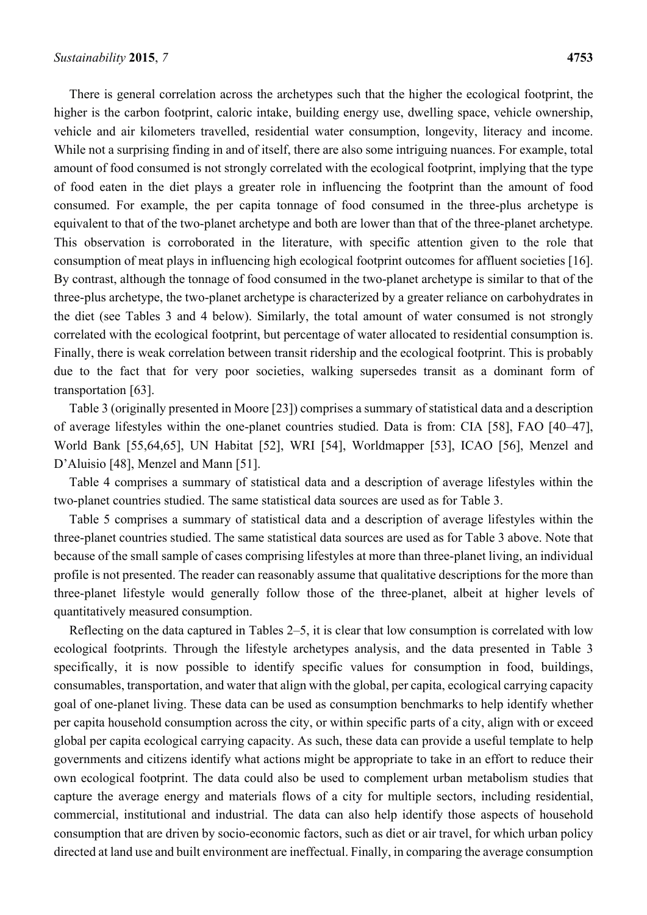There is general correlation across the archetypes such that the higher the ecological footprint, the higher is the carbon footprint, caloric intake, building energy use, dwelling space, vehicle ownership, vehicle and air kilometers travelled, residential water consumption, longevity, literacy and income. While not a surprising finding in and of itself, there are also some intriguing nuances. For example, total amount of food consumed is not strongly correlated with the ecological footprint, implying that the type of food eaten in the diet plays a greater role in influencing the footprint than the amount of food consumed. For example, the per capita tonnage of food consumed in the three-plus archetype is equivalent to that of the two-planet archetype and both are lower than that of the three-planet archetype. This observation is corroborated in the literature, with specific attention given to the role that consumption of meat plays in influencing high ecological footprint outcomes for affluent societies [16]. By contrast, although the tonnage of food consumed in the two-planet archetype is similar to that of the three-plus archetype, the two-planet archetype is characterized by a greater reliance on carbohydrates in the diet (see Tables 3 and 4 below). Similarly, the total amount of water consumed is not strongly correlated with the ecological footprint, but percentage of water allocated to residential consumption is. Finally, there is weak correlation between transit ridership and the ecological footprint. This is probably due to the fact that for very poor societies, walking supersedes transit as a dominant form of transportation [63].

Table 3 (originally presented in Moore [23]) comprises a summary of statistical data and a description of average lifestyles within the one-planet countries studied. Data is from: CIA [58], FAO [40–47], World Bank [55,64,65], UN Habitat [52], WRI [54], Worldmapper [53], ICAO [56], Menzel and D'Aluisio [48], Menzel and Mann [51].

Table 4 comprises a summary of statistical data and a description of average lifestyles within the two-planet countries studied. The same statistical data sources are used as for Table 3.

Table 5 comprises a summary of statistical data and a description of average lifestyles within the three-planet countries studied. The same statistical data sources are used as for Table 3 above. Note that because of the small sample of cases comprising lifestyles at more than three-planet living, an individual profile is not presented. The reader can reasonably assume that qualitative descriptions for the more than three-planet lifestyle would generally follow those of the three-planet, albeit at higher levels of quantitatively measured consumption.

Reflecting on the data captured in Tables 2–5, it is clear that low consumption is correlated with low ecological footprints. Through the lifestyle archetypes analysis, and the data presented in Table 3 specifically, it is now possible to identify specific values for consumption in food, buildings, consumables, transportation, and water that align with the global, per capita, ecological carrying capacity goal of one-planet living. These data can be used as consumption benchmarks to help identify whether per capita household consumption across the city, or within specific parts of a city, align with or exceed global per capita ecological carrying capacity. As such, these data can provide a useful template to help governments and citizens identify what actions might be appropriate to take in an effort to reduce their own ecological footprint. The data could also be used to complement urban metabolism studies that capture the average energy and materials flows of a city for multiple sectors, including residential, commercial, institutional and industrial. The data can also help identify those aspects of household consumption that are driven by socio-economic factors, such as diet or air travel, for which urban policy directed at land use and built environment are ineffectual. Finally, in comparing the average consumption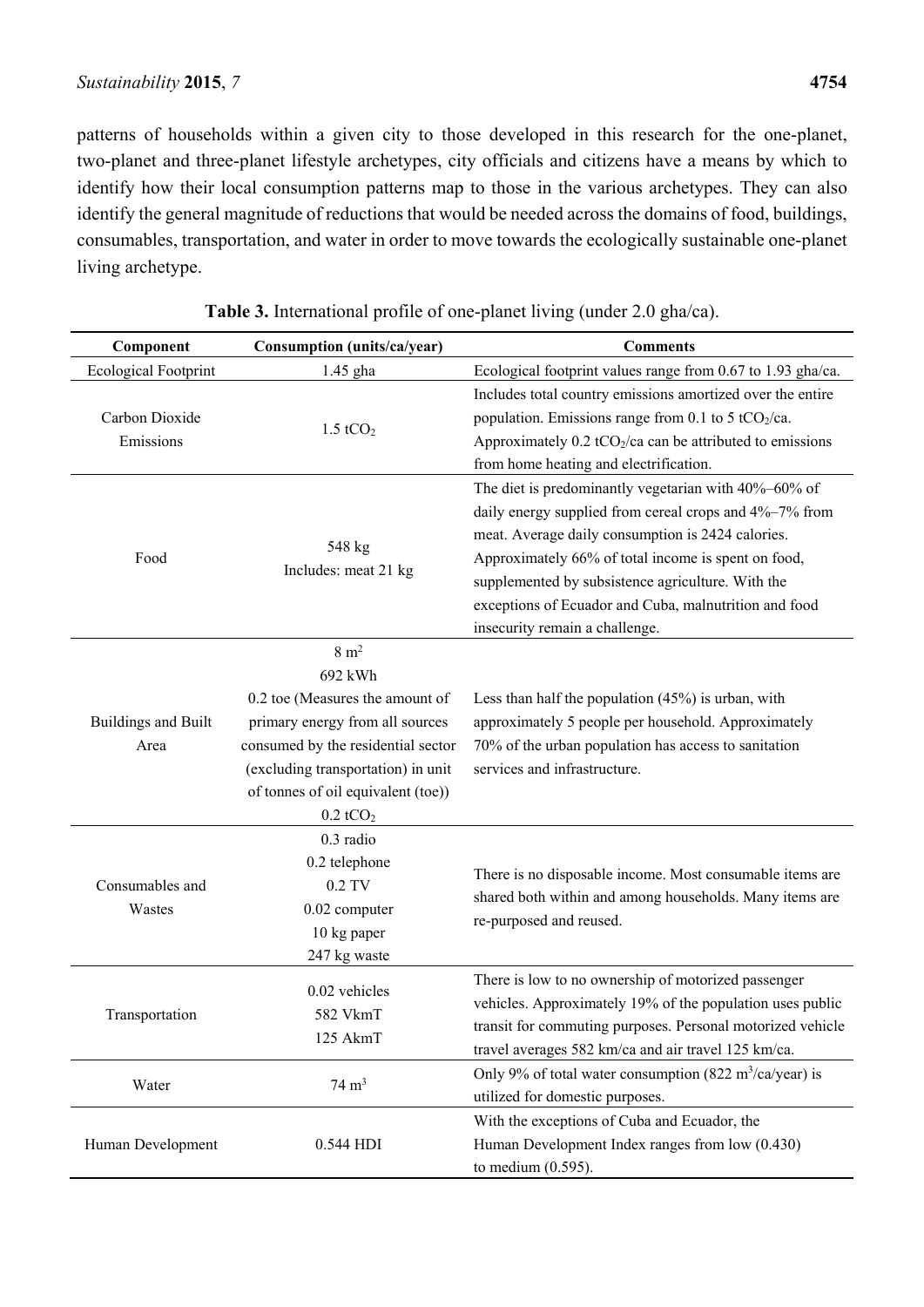patterns of households within a given city to those developed in this research for the one-planet, two-planet and three-planet lifestyle archetypes, city officials and citizens have a means by which to identify how their local consumption patterns map to those in the various archetypes. They can also identify the general magnitude of reductions that would be needed across the domains of food, buildings, consumables, transportation, and water in order to move towards the ecologically sustainable one-planet living archetype.

**Table 3.** International profile of one-planet living (under 2.0 gha/ca).

| Component | Consumption (units/ca/year) | Comments |
|---|---|---|
| Ecological Footprint | 1.45 gha | Ecological footprint values range from 0.67 to 1.93 gha/ca. |
| Carbon Dioxide Emissions | 1.5 $tCO_2$ | Includes total country emissions amortized over the entire population. Emissions range from 0.1 to 5 $tCO_2$/ca. Approximately 0.2 $tCO_2$/ca can be attributed to emissions from home heating and electrification. |
| Food | 548 kg<br>Includes: meat 21 kg | The diet is predominantly vegetarian with 40%–60% of daily energy supplied from cereal crops and 4%–7% from meat. Average daily consumption is 2424 calories. Approximately 66% of total income is spent on food, supplemented by subsistence agriculture. With the exceptions of Ecuador and Cuba, malnutrition and food insecurity remain a challenge. |
| Buildings and Built Area | 8 $m^2$<br>692 kWh<br>0.2 toe (Measures the amount of primary energy from all sources consumed by the residential sector (excluding transportation) in unit of tonnes of oil equivalent (toe))<br>0.2 $tCO_2$ | Less than half the population (45%) is urban, with approximately 5 people per household. Approximately 70% of the urban population has access to sanitation services and infrastructure. |
| Consumables and Wastes | 0.3 radio<br>0.2 telephone<br>0.2 TV<br>0.02 computer<br>10 kg paper<br>247 kg waste | There is no disposable income. Most consumable items are shared both within and among households. Many items are re-purposed and reused. |
| Transportation | 0.02 vehicles<br>582 VkmT<br>125 AkmT | There is low to no ownership of motorized passenger vehicles. Approximately 19% of the population uses public transit for commuting purposes. Personal motorized vehicle travel averages 582 km/ca and air travel 125 km/ca. |
| Water | 74 $m^3$ | Only 9% of total water consumption (822 $m^3$/ca/year) is utilized for domestic purposes. |
| Human Development | 0.544 HDI | With the exceptions of Cuba and Ecuador, the Human Development Index ranges from low (0.430) to medium (0.595). |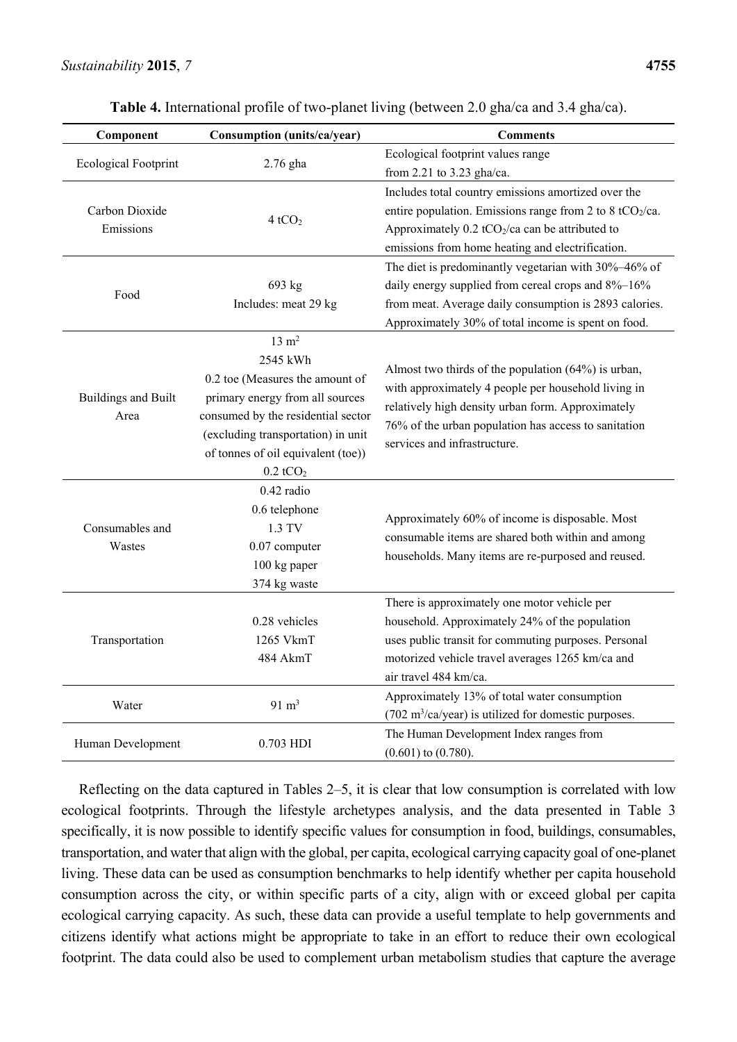**Table 4.** International profile of two-planet living (between 2.0 gha/ca and 3.4 gha/ca).

| Component | Consumption (units/ca/year) | Comments |
| --- | --- | --- |
| Ecological Footprint | 2.76 gha | Ecological footprint values range from 2.21 to 3.23 gha/ca. |
| Carbon Dioxide Emissions | 4 $tCO_2$ | Includes total country emissions amortized over the entire population. Emissions range from 2 to 8 $tCO_2$/ca. Approximately 0.2 $tCO_2$/ca can be attributed to emissions from home heating and electrification. |
| Food | 693 kg<br>Includes: meat 29 kg | The diet is predominantly vegetarian with 30%–46% of daily energy supplied from cereal crops and 8%–16% from meat. Average daily consumption is 2893 calories. Approximately 30% of total income is spent on food. |
| Buildings and Built Area | 13 $m^2$<br>2545 kWh<br>0.2 toe (Measures the amount of primary energy from all sources consumed by the residential sector (excluding transportation) in unit of tonnes of oil equivalent (toe))<br>0.2 $tCO_2$ | Almost two thirds of the population (64%) is urban, with approximately 4 people per household living in relatively high density urban form. Approximately 76% of the urban population has access to sanitation services and infrastructure. |
| Consumables and Wastes | 0.42 radio<br>0.6 telephone<br>1.3 TV<br>0.07 computer<br>100 kg paper<br>374 kg waste | Approximately 60% of income is disposable. Most consumable items are shared both within and among households. Many items are re-purposed and reused. |
| Transportation | 0.28 vehicles<br>1265 VkmT<br>484 AkmT | There is approximately one motor vehicle per household. Approximately 24% of the population uses public transit for commuting purposes. Personal motorized vehicle travel averages 1265 km/ca and air travel 484 km/ca. |
| Water | 91 $m^3$ | Approximately 13% of total water consumption (702 $m^3$/ca/year) is utilized for domestic purposes. |
| Human Development | 0.703 HDI | The Human Development Index ranges from (0.601) to (0.780). |

Reflecting on the data captured in Tables 2–5, it is clear that low consumption is correlated with low ecological footprints. Through the lifestyle archetypes analysis, and the data presented in Table 3 specifically, it is now possible to identify specific values for consumption in food, buildings, consumables, transportation, and water that align with the global, per capita, ecological carrying capacity goal of one-planet living. These data can be used as consumption benchmarks to help identify whether per capita household consumption across the city, or within specific parts of a city, align with or exceed global per capita ecological carrying capacity. As such, these data can provide a useful template to help governments and citizens identify what actions might be appropriate to take in an effort to reduce their own ecological footprint. The data could also be used to complement urban metabolism studies that capture the average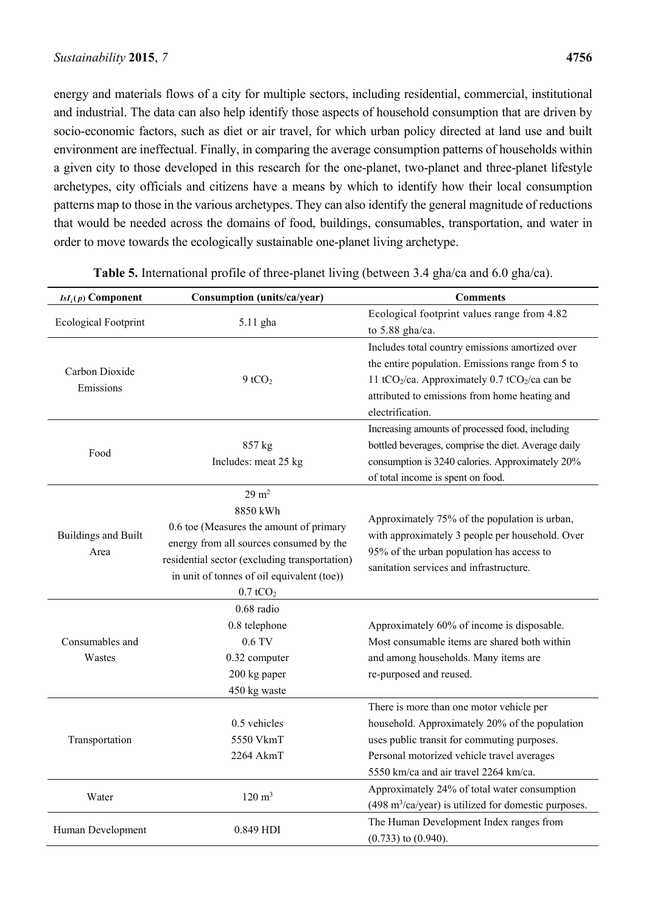energy and materials flows of a city for multiple sectors, including residential, commercial, institutional and industrial. The data can also help identify those aspects of household consumption that are driven by socio-economic factors, such as diet or air travel, for which urban policy directed at land use and built environment are ineffectual. Finally, in comparing the average consumption patterns of households within a given city to those developed in this research for the one-planet, two-planet and three-planet lifestyle archetypes, city officials and citizens have a means by which to identify how their local consumption patterns map to those in the various archetypes. They can also identify the general magnitude of reductions that would be needed across the domains of food, buildings, consumables, transportation, and water in order to move towards the ecologically sustainable one-planet living archetype.

**Table 5.** International profile of three-planet living (between 3.4 gha/ca and 6.0 gha/ca).

| $IsI_i(p)$ **Component** | **Consumption (units/ca/year)** | **Comments** |
|---|---|---|
| Ecological Footprint | 5.11 gha | Ecological footprint values range from 4.82 to 5.88 gha/ca. |
| Carbon Dioxide Emissions | 9 $tCO_2$ | Includes total country emissions amortized over the entire population. Emissions range from 5 to 11 $tCO_2$/ca. Approximately 0.7 $tCO_2$/ca can be attributed to emissions from home heating and electrification. |
| Food | 857 kg<br>Includes: meat 25 kg | Increasing amounts of processed food, including bottled beverages, comprise the diet. Average daily consumption is 3240 calories. Approximately 20% of total income is spent on food. |
| Buildings and Built Area | 29 $m^2$<br>8850 kWh<br>0.6 toe (Measures the amount of primary energy from all sources consumed by the residential sector (excluding transportation) in unit of tonnes of oil equivalent (toe))<br>0.7 $tCO_2$ | Approximately 75% of the population is urban, with approximately 3 people per household. Over 95% of the urban population has access to sanitation services and infrastructure. |
| Consumables and Wastes | 0.68 radio<br>0.8 telephone<br>0.6 TV<br>0.32 computer<br>200 kg paper<br>450 kg waste | Approximately 60% of income is disposable. Most consumable items are shared both within and among households. Many items are re-purposed and reused. |
| Transportation | 0.5 vehicles<br>5550 VkmT<br>2264 AkmT | There is more than one motor vehicle per household. Approximately 20% of the population uses public transit for commuting purposes. Personal motorized vehicle travel averages 5550 km/ca and air travel 2264 km/ca. |
| Water | 120 $m^3$ | Approximately 24% of total water consumption (498 $m^3$/ca/year) is utilized for domestic purposes. |
| Human Development | 0.849 HDI | The Human Development Index ranges from (0.733) to (0.940). |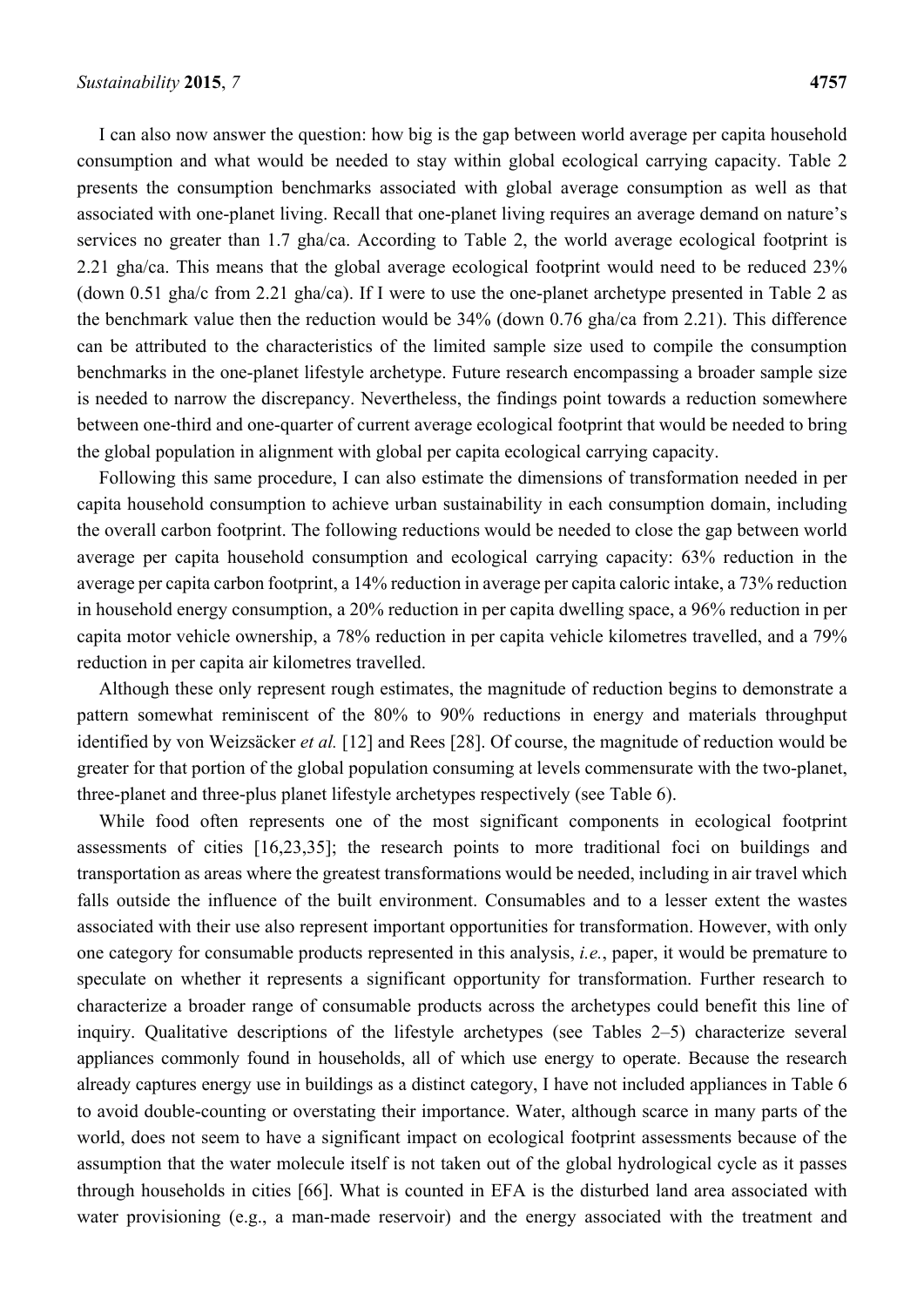I can also now answer the question: how big is the gap between world average per capita household consumption and what would be needed to stay within global ecological carrying capacity. Table 2 presents the consumption benchmarks associated with global average consumption as well as that associated with one-planet living. Recall that one-planet living requires an average demand on nature's services no greater than 1.7 gha/ca. According to Table 2, the world average ecological footprint is 2.21 gha/ca. This means that the global average ecological footprint would need to be reduced 23% (down 0.51 gha/c from 2.21 gha/ca). If I were to use the one-planet archetype presented in Table 2 as the benchmark value then the reduction would be 34% (down 0.76 gha/ca from 2.21). This difference can be attributed to the characteristics of the limited sample size used to compile the consumption benchmarks in the one-planet lifestyle archetype. Future research encompassing a broader sample size is needed to narrow the discrepancy. Nevertheless, the findings point towards a reduction somewhere between one-third and one-quarter of current average ecological footprint that would be needed to bring the global population in alignment with global per capita ecological carrying capacity.

Following this same procedure, I can also estimate the dimensions of transformation needed in per capita household consumption to achieve urban sustainability in each consumption domain, including the overall carbon footprint. The following reductions would be needed to close the gap between world average per capita household consumption and ecological carrying capacity: 63% reduction in the average per capita carbon footprint, a 14% reduction in average per capita caloric intake, a 73% reduction in household energy consumption, a 20% reduction in per capita dwelling space, a 96% reduction in per capita motor vehicle ownership, a 78% reduction in per capita vehicle kilometres travelled, and a 79% reduction in per capita air kilometres travelled.

Although these only represent rough estimates, the magnitude of reduction begins to demonstrate a pattern somewhat reminiscent of the 80% to 90% reductions in energy and materials throughput identified by von Weizsäcker *et al.* [12] and Rees [28]. Of course, the magnitude of reduction would be greater for that portion of the global population consuming at levels commensurate with the two-planet, three-planet and three-plus planet lifestyle archetypes respectively (see Table 6).

While food often represents one of the most significant components in ecological footprint assessments of cities [16,23,35]; the research points to more traditional foci on buildings and transportation as areas where the greatest transformations would be needed, including in air travel which falls outside the influence of the built environment. Consumables and to a lesser extent the wastes associated with their use also represent important opportunities for transformation. However, with only one category for consumable products represented in this analysis, *i.e.*, paper, it would be premature to speculate on whether it represents a significant opportunity for transformation. Further research to characterize a broader range of consumable products across the archetypes could benefit this line of inquiry. Qualitative descriptions of the lifestyle archetypes (see Tables 2–5) characterize several appliances commonly found in households, all of which use energy to operate. Because the research already captures energy use in buildings as a distinct category, I have not included appliances in Table 6 to avoid double-counting or overstating their importance. Water, although scarce in many parts of the world, does not seem to have a significant impact on ecological footprint assessments because of the assumption that the water molecule itself is not taken out of the global hydrological cycle as it passes through households in cities [66]. What is counted in EFA is the disturbed land area associated with water provisioning (e.g., a man-made reservoir) and the energy associated with the treatment and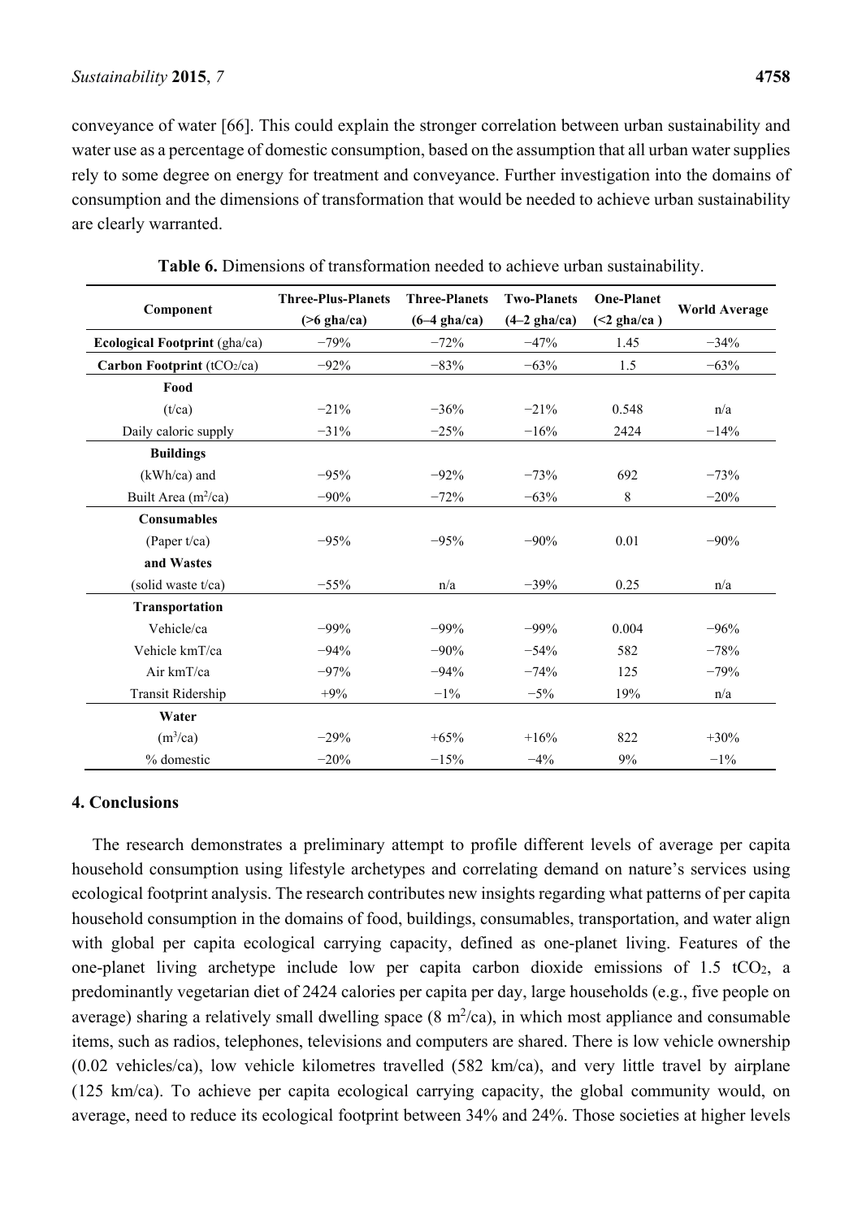conveyance of water [66]. This could explain the stronger correlation between urban sustainability and water use as a percentage of domestic consumption, based on the assumption that all urban water supplies rely to some degree on energy for treatment and conveyance. Further investigation into the domains of consumption and the dimensions of transformation that would be needed to achieve urban sustainability are clearly warranted.

**Table 6.** Dimensions of transformation needed to achieve urban sustainability.

| Component | Three-Plus-Planets (>6 gha/ca) | Three-Planets (6–4 gha/ca) | Two-Planets (4–2 gha/ca) | One-Planet (<2 gha/ca ) | World Average |
|---|---|---|---|---|---|
| **Ecological Footprint** (gha/ca) | −79% | −72% | −47% | 1.45 | −34% |
| **Carbon Footprint** ($tCO_2$/ca) | −92% | −83% | −63% | 1.5 | −63% |
| **Food** | | | | | |
| (t/ca) | −21% | −36% | −21% | 0.548 | n/a |
| Daily caloric supply | −31% | −25% | −16% | 2424 | −14% |
| **Buildings** | | | | | |
| (kWh/ca) and | −95% | −92% | −73% | 692 | −73% |
| Built Area ($m^2$/ca) | −90% | −72% | −63% | 8 | −20% |
| **Consumables** | | | | | |
| (Paper t/ca) | −95% | −95% | −90% | 0.01 | −90% |
| **and Wastes** | | | | | |
| (solid waste t/ca) | −55% | n/a | −39% | 0.25 | n/a |
| **Transportation** | | | | | |
| Vehicle/ca | −99% | −99% | −99% | 0.004 | −96% |
| Vehicle kmT/ca | −94% | −90% | −54% | 582 | −78% |
| Air kmT/ca | −97% | −94% | −74% | 125 | −79% |
| Transit Ridership | +9% | −1% | −5% | 19% | n/a |
| **Water** | | | | | |
| ($m^3$/ca) | −29% | +65% | +16% | 822 | +30% |
| % domestic | −20% | −15% | −4% | 9% | −1% |

## 4. Conclusions

The research demonstrates a preliminary attempt to profile different levels of average per capita household consumption using lifestyle archetypes and correlating demand on nature's services using ecological footprint analysis. The research contributes new insights regarding what patterns of per capita household consumption in the domains of food, buildings, consumables, transportation, and water align with global per capita ecological carrying capacity, defined as one-planet living. Features of the one-planet living archetype include low per capita carbon dioxide emissions of 1.5 $tCO_2$, a predominantly vegetarian diet of 2424 calories per capita per day, large households (e.g., five people on average) sharing a relatively small dwelling space (8 $m^2$/ca), in which most appliance and consumable items, such as radios, telephones, televisions and computers are shared. There is low vehicle ownership (0.02 vehicles/ca), low vehicle kilometres travelled (582 km/ca), and very little travel by airplane (125 km/ca). To achieve per capita ecological carrying capacity, the global community would, on average, need to reduce its ecological footprint between 34% and 24%. Those societies at higher levels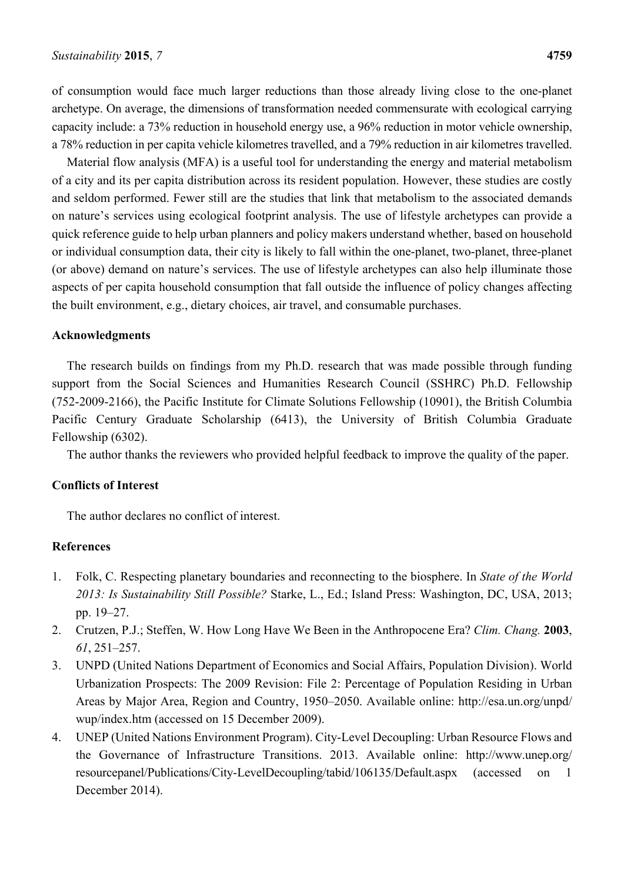of consumption would face much larger reductions than those already living close to the one-planet archetype. On average, the dimensions of transformation needed commensurate with ecological carrying capacity include: a 73% reduction in household energy use, a 96% reduction in motor vehicle ownership, a 78% reduction in per capita vehicle kilometres travelled, and a 79% reduction in air kilometres travelled.

Material flow analysis (MFA) is a useful tool for understanding the energy and material metabolism of a city and its per capita distribution across its resident population. However, these studies are costly and seldom performed. Fewer still are the studies that link that metabolism to the associated demands on nature's services using ecological footprint analysis. The use of lifestyle archetypes can provide a quick reference guide to help urban planners and policy makers understand whether, based on household or individual consumption data, their city is likely to fall within the one-planet, two-planet, three-planet (or above) demand on nature's services. The use of lifestyle archetypes can also help illuminate those aspects of per capita household consumption that fall outside the influence of policy changes affecting the built environment, e.g., dietary choices, air travel, and consumable purchases.

## Acknowledgments

The research builds on findings from my Ph.D. research that was made possible through funding support from the Social Sciences and Humanities Research Council (SSHRC) Ph.D. Fellowship (752-2009-2166), the Pacific Institute for Climate Solutions Fellowship (10901), the British Columbia Pacific Century Graduate Scholarship (6413), the University of British Columbia Graduate Fellowship (6302).

The author thanks the reviewers who provided helpful feedback to improve the quality of the paper.

## Conflicts of Interest

The author declares no conflict of interest.

## References

1. Folk, C. Respecting planetary boundaries and reconnecting to the biosphere. In *State of the World 2013: Is Sustainability Still Possible?* Starke, L., Ed.; Island Press: Washington, DC, USA, 2013; pp. 19–27.
2. Crutzen, P.J.; Steffen, W. How Long Have We Been in the Anthropocene Era? *Clim. Chang.* **2003**, *61*, 251–257.
3. UNPD (United Nations Department of Economics and Social Affairs, Population Division). World Urbanization Prospects: The 2009 Revision: File 2: Percentage of Population Residing in Urban Areas by Major Area, Region and Country, 1950–2050. Available online: http://esa.un.org/unpd/wup/index.htm (accessed on 15 December 2009).
4. UNEP (United Nations Environment Program). City-Level Decoupling: Urban Resource Flows and the Governance of Infrastructure Transitions. 2013. Available online: http://www.unep.org/resourcepanel/Publications/City-LevelDecoupling/tabid/106135/Default.aspx (accessed on 1 December 2014).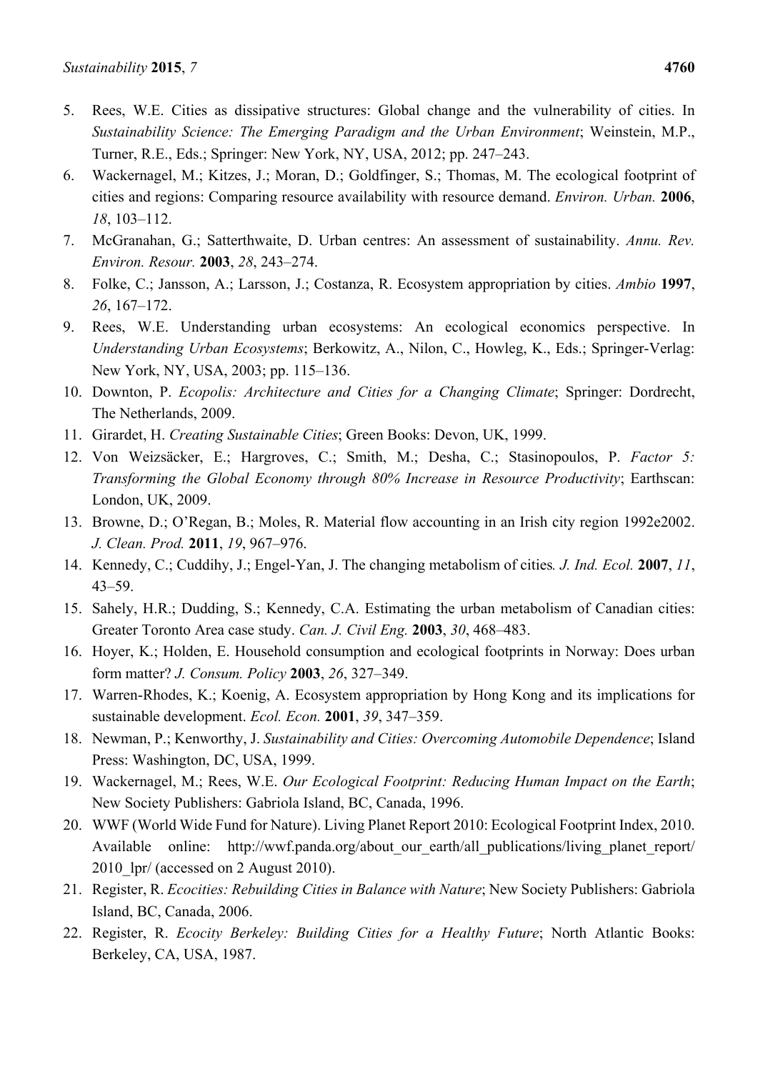5. Rees, W.E. Cities as dissipative structures: Global change and the vulnerability of cities. In *Sustainability Science: The Emerging Paradigm and the Urban Environment*; Weinstein, M.P., Turner, R.E., Eds.; Springer: New York, NY, USA, 2012; pp. 247–243.
6. Wackernagel, M.; Kitzes, J.; Moran, D.; Goldfinger, S.; Thomas, M. The ecological footprint of cities and regions: Comparing resource availability with resource demand. *Environ. Urban.* **2006**, *18*, 103–112.
7. McGranahan, G.; Satterthwaite, D. Urban centres: An assessment of sustainability. *Annu. Rev. Environ. Resour.* **2003**, *28*, 243–274.
8. Folke, C.; Jansson, A.; Larsson, J.; Costanza, R. Ecosystem appropriation by cities. *Ambio* **1997**, *26*, 167–172.
9. Rees, W.E. Understanding urban ecosystems: An ecological economics perspective. In *Understanding Urban Ecosystems*; Berkowitz, A., Nilon, C., Howleg, K., Eds.; Springer-Verlag: New York, NY, USA, 2003; pp. 115–136.
10. Downton, P. *Ecopolis: Architecture and Cities for a Changing Climate*; Springer: Dordrecht, The Netherlands, 2009.
11. Girardet, H. *Creating Sustainable Cities*; Green Books: Devon, UK, 1999.
12. Von Weizsäcker, E.; Hargroves, C.; Smith, M.; Desha, C.; Stasinopoulos, P. *Factor 5: Transforming the Global Economy through 80% Increase in Resource Productivity*; Earthscan: London, UK, 2009.
13. Browne, D.; O'Regan, B.; Moles, R. Material flow accounting in an Irish city region 1992e2002. *J. Clean. Prod.* **2011**, *19*, 967–976.
14. Kennedy, C.; Cuddihy, J.; Engel-Yan, J. The changing metabolism of cities*.* *J. Ind. Ecol.* **2007**, *11*, 43–59.
15. Sahely, H.R.; Dudding, S.; Kennedy, C.A. Estimating the urban metabolism of Canadian cities: Greater Toronto Area case study. *Can. J. Civil Eng.* **2003**, *30*, 468–483.
16. Hoyer, K.; Holden, E. Household consumption and ecological footprints in Norway: Does urban form matter? *J. Consum. Policy* **2003**, *26*, 327–349.
17. Warren-Rhodes, K.; Koenig, A. Ecosystem appropriation by Hong Kong and its implications for sustainable development. *Ecol. Econ.* **2001**, *39*, 347–359.
18. Newman, P.; Kenworthy, J. *Sustainability and Cities: Overcoming Automobile Dependence*; Island Press: Washington, DC, USA, 1999.
19. Wackernagel, M.; Rees, W.E. *Our Ecological Footprint: Reducing Human Impact on the Earth*; New Society Publishers: Gabriola Island, BC, Canada, 1996.
20. WWF (World Wide Fund for Nature). Living Planet Report 2010: Ecological Footprint Index, 2010. Available online: http://wwf.panda.org/about_our_earth/all_publications/living_planet_report/2010_lpr/ (accessed on 2 August 2010).
21. Register, R. *Ecocities: Rebuilding Cities in Balance with Nature*; New Society Publishers: Gabriola Island, BC, Canada, 2006.
22. Register, R. *Ecocity Berkeley: Building Cities for a Healthy Future*; North Atlantic Books: Berkeley, CA, USA, 1987.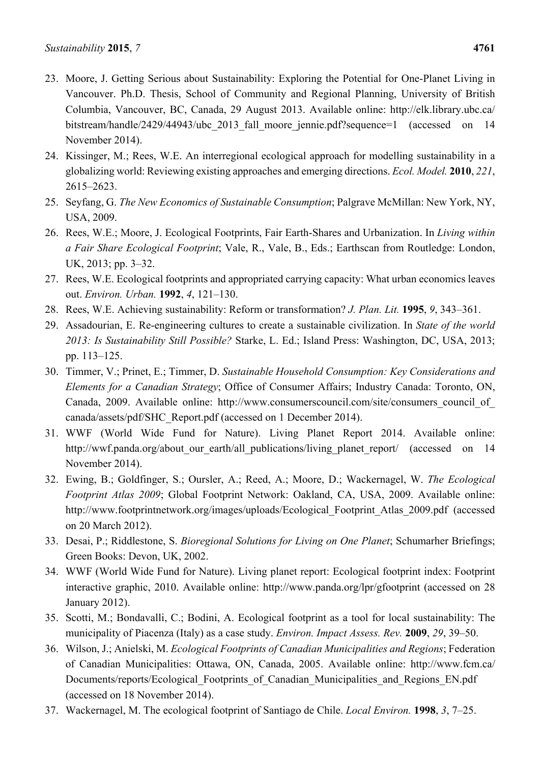23. Moore, J. Getting Serious about Sustainability: Exploring the Potential for One-Planet Living in Vancouver. Ph.D. Thesis, School of Community and Regional Planning, University of British Columbia, Vancouver, BC, Canada, 29 August 2013. Available online: http://elk.library.ubc.ca/bitstream/handle/2429/44943/ubc_2013_fall_moore_jennie.pdf?sequence=1 (accessed on 14 November 2014).
24. Kissinger, M.; Rees, W.E. An interregional ecological approach for modelling sustainability in a globalizing world: Reviewing existing approaches and emerging directions. *Ecol. Model.* **2010**, *221*, 2615–2623.
25. Seyfang, G. *The New Economics of Sustainable Consumption*; Palgrave McMillan: New York, NY, USA, 2009.
26. Rees, W.E.; Moore, J. Ecological Footprints, Fair Earth-Shares and Urbanization. In *Living within a Fair Share Ecological Footprint*; Vale, R., Vale, B., Eds.; Earthscan from Routledge: London, UK, 2013; pp. 3–32.
27. Rees, W.E. Ecological footprints and appropriated carrying capacity: What urban economics leaves out. *Environ. Urban.* **1992**, *4*, 121–130.
28. Rees, W.E. Achieving sustainability: Reform or transformation? *J. Plan. Lit.* **1995**, *9*, 343–361.
29. Assadourian, E. Re-engineering cultures to create a sustainable civilization. In *State of the world 2013: Is Sustainability Still Possible?* Starke, L. Ed.; Island Press: Washington, DC, USA, 2013; pp. 113–125.
30. Timmer, V.; Prinet, E.; Timmer, D. *Sustainable Household Consumption: Key Considerations and Elements for a Canadian Strategy*; Office of Consumer Affairs; Industry Canada: Toronto, ON, Canada, 2009. Available online: http://www.consumerscouncil.com/site/consumers_council_of_canada/assets/pdf/SHC_Report.pdf (accessed on 1 December 2014).
31. WWF (World Wide Fund for Nature). Living Planet Report 2014. Available online: http://wwf.panda.org/about_our_earth/all_publications/living_planet_report/ (accessed on 14 November 2014).
32. Ewing, B.; Goldfinger, S.; Oursler, A.; Reed, A.; Moore, D.; Wackernagel, W. *The Ecological Footprint Atlas 2009*; Global Footprint Network: Oakland, CA, USA, 2009. Available online: http://www.footprintnetwork.org/images/uploads/Ecological_Footprint_Atlas_2009.pdf (accessed on 20 March 2012).
33. Desai, P.; Riddlestone, S. *Bioregional Solutions for Living on One Planet*; Schumarher Briefings; Green Books: Devon, UK, 2002.
34. WWF (World Wide Fund for Nature). Living planet report: Ecological footprint index: Footprint interactive graphic, 2010. Available online: http://www.panda.org/lpr/gfootprint (accessed on 28 January 2012).
35. Scotti, M.; Bondavalli, C.; Bodini, A. Ecological footprint as a tool for local sustainability: The municipality of Piacenza (Italy) as a case study. *Environ. Impact Assess. Rev.* **2009**, *29*, 39–50.
36. Wilson, J.; Anielski, M. *Ecological Footprints of Canadian Municipalities and Regions*; Federation of Canadian Municipalities: Ottawa, ON, Canada, 2005. Available online: http://www.fcm.ca/Documents/reports/Ecological_Footprints_of_Canadian_Municipalities_and_Regions_EN.pdf (accessed on 18 November 2014).
37. Wackernagel, M. The ecological footprint of Santiago de Chile. *Local Environ.* **1998**, *3*, 7–25.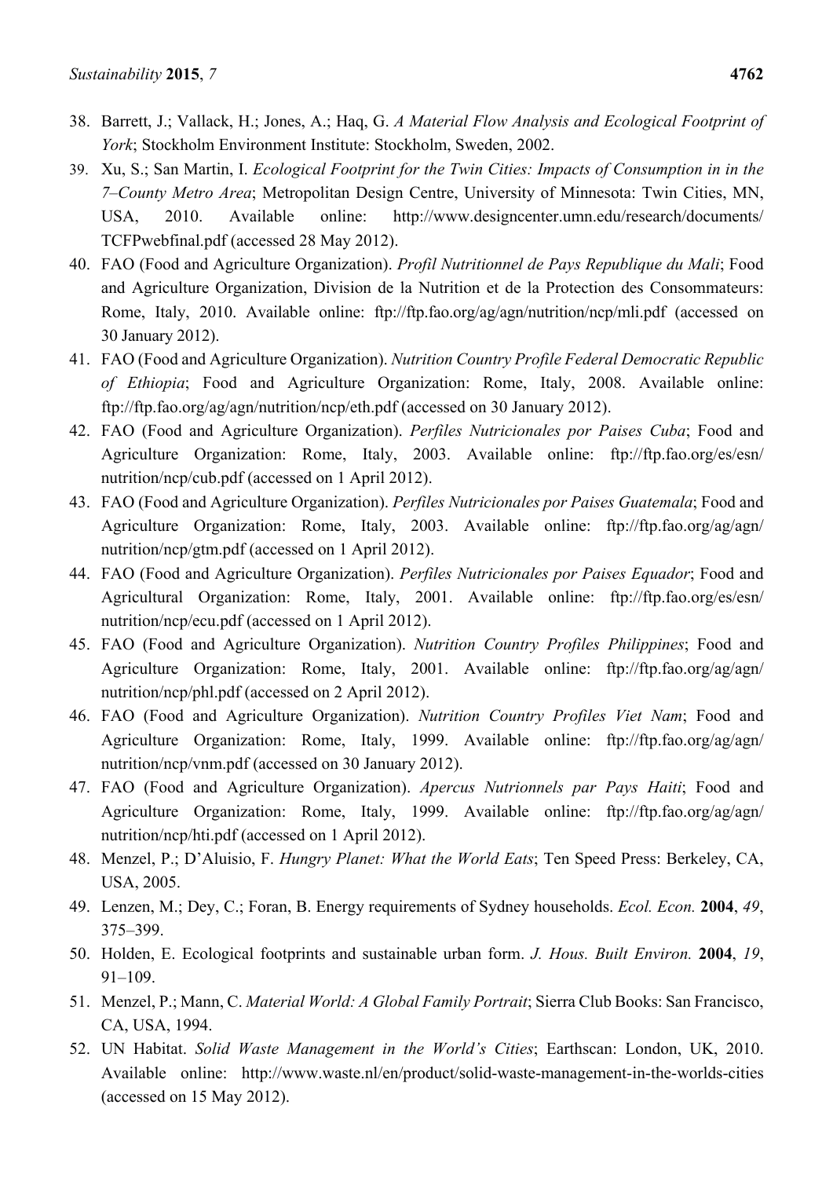38. Barrett, J.; Vallack, H.; Jones, A.; Haq, G. *A Material Flow Analysis and Ecological Footprint of York*; Stockholm Environment Institute: Stockholm, Sweden, 2002.
39. Xu, S.; San Martin, I. *Ecological Footprint for the Twin Cities: Impacts of Consumption in in the 7–County Metro Area*; Metropolitan Design Centre, University of Minnesota: Twin Cities, MN, USA, 2010. Available online: http://www.designcenter.umn.edu/research/documents/TCFPwebfinal.pdf (accessed 28 May 2012).
40. FAO (Food and Agriculture Organization). *Profil Nutritionnel de Pays Republique du Mali*; Food and Agriculture Organization, Division de la Nutrition et de la Protection des Consommateurs: Rome, Italy, 2010. Available online: ftp://ftp.fao.org/ag/agn/nutrition/ncp/mli.pdf (accessed on 30 January 2012).
41. FAO (Food and Agriculture Organization). *Nutrition Country Profile Federal Democratic Republic of Ethiopia*; Food and Agriculture Organization: Rome, Italy, 2008. Available online: ftp://ftp.fao.org/ag/agn/nutrition/ncp/eth.pdf (accessed on 30 January 2012).
42. FAO (Food and Agriculture Organization). *Perfiles Nutricionales por Paises Cuba*; Food and Agriculture Organization: Rome, Italy, 2003. Available online: ftp://ftp.fao.org/es/esn/nutrition/ncp/cub.pdf (accessed on 1 April 2012).
43. FAO (Food and Agriculture Organization). *Perfiles Nutricionales por Paises Guatemala*; Food and Agriculture Organization: Rome, Italy, 2003. Available online: ftp://ftp.fao.org/ag/agn/nutrition/ncp/gtm.pdf (accessed on 1 April 2012).
44. FAO (Food and Agriculture Organization). *Perfiles Nutricionales por Paises Equador*; Food and Agricultural Organization: Rome, Italy, 2001. Available online: ftp://ftp.fao.org/es/esn/nutrition/ncp/ecu.pdf (accessed on 1 April 2012).
45. FAO (Food and Agriculture Organization). *Nutrition Country Profiles Philippines*; Food and Agriculture Organization: Rome, Italy, 2001. Available online: ftp://ftp.fao.org/ag/agn/nutrition/ncp/phl.pdf (accessed on 2 April 2012).
46. FAO (Food and Agriculture Organization). *Nutrition Country Profiles Viet Nam*; Food and Agriculture Organization: Rome, Italy, 1999. Available online: ftp://ftp.fao.org/ag/agn/nutrition/ncp/vnm.pdf (accessed on 30 January 2012).
47. FAO (Food and Agriculture Organization). *Apercus Nutrionnels par Pays Haiti*; Food and Agriculture Organization: Rome, Italy, 1999. Available online: ftp://ftp.fao.org/ag/agn/nutrition/ncp/hti.pdf (accessed on 1 April 2012).
48. Menzel, P.; D'Aluisio, F. *Hungry Planet: What the World Eats*; Ten Speed Press: Berkeley, CA, USA, 2005.
49. Lenzen, M.; Dey, C.; Foran, B. Energy requirements of Sydney households. *Ecol. Econ.* **2004**, *49*, 375–399.
50. Holden, E. Ecological footprints and sustainable urban form. *J. Hous. Built Environ.* **2004**, *19*, 91–109.
51. Menzel, P.; Mann, C. *Material World: A Global Family Portrait*; Sierra Club Books: San Francisco, CA, USA, 1994.
52. UN Habitat. *Solid Waste Management in the World's Cities*; Earthscan: London, UK, 2010. Available online: http://www.waste.nl/en/product/solid-waste-management-in-the-worlds-cities (accessed on 15 May 2012).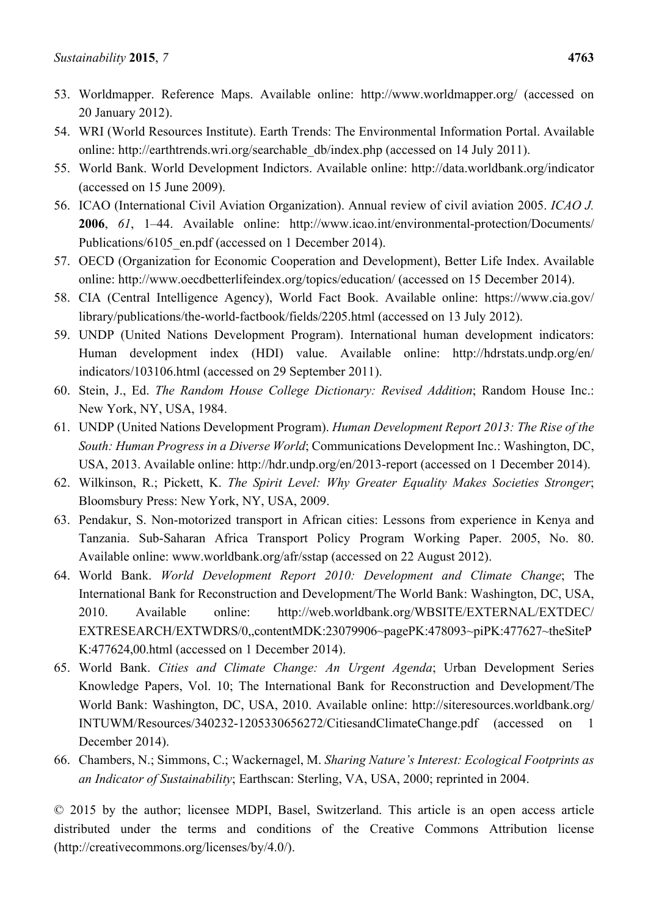53. Worldmapper. Reference Maps. Available online: http://www.worldmapper.org/ (accessed on 20 January 2012).
54. WRI (World Resources Institute). Earth Trends: The Environmental Information Portal. Available online: http://earthtrends.wri.org/searchable_db/index.php (accessed on 14 July 2011).
55. World Bank. World Development Indictors. Available online: http://data.worldbank.org/indicator (accessed on 15 June 2009).
56. ICAO (International Civil Aviation Organization). Annual review of civil aviation 2005. *ICAO J.* **2006**, *61*, 1–44. Available online: http://www.icao.int/environmental-protection/Documents/Publications/6105_en.pdf (accessed on 1 December 2014).
57. OECD (Organization for Economic Cooperation and Development), Better Life Index. Available online: http://www.oecdbetterlifeindex.org/topics/education/ (accessed on 15 December 2014).
58. CIA (Central Intelligence Agency), World Fact Book. Available online: https://www.cia.gov/library/publications/the-world-factbook/fields/2205.html (accessed on 13 July 2012).
59. UNDP (United Nations Development Program). International human development indicators: Human development index (HDI) value. Available online: http://hdrstats.undp.org/en/indicators/103106.html (accessed on 29 September 2011).
60. Stein, J., Ed. *The Random House College Dictionary: Revised Addition*; Random House Inc.: New York, NY, USA, 1984.
61. UNDP (United Nations Development Program). *Human Development Report 2013: The Rise of the South: Human Progress in a Diverse World*; Communications Development Inc.: Washington, DC, USA, 2013. Available online: http://hdr.undp.org/en/2013-report (accessed on 1 December 2014).
62. Wilkinson, R.; Pickett, K. *The Spirit Level: Why Greater Equality Makes Societies Stronger*; Bloomsbury Press: New York, NY, USA, 2009.
63. Pendakur, S. Non-motorized transport in African cities: Lessons from experience in Kenya and Tanzania. Sub-Saharan Africa Transport Policy Program Working Paper. 2005, No. 80. Available online: www.worldbank.org/afr/sstap (accessed on 22 August 2012).
64. World Bank. *World Development Report 2010: Development and Climate Change*; The International Bank for Reconstruction and Development/The World Bank: Washington, DC, USA, 2010. Available online: http://web.worldbank.org/WBSITE/EXTERNAL/EXTDEC/EXTRESEARCH/EXTWDRS/0,,contentMDK:23079906~pagePK:478093~piPK:477627~theSitePK:477624,00.html (accessed on 1 December 2014).
65. World Bank. *Cities and Climate Change: An Urgent Agenda*; Urban Development Series Knowledge Papers, Vol. 10; The International Bank for Reconstruction and Development/The World Bank: Washington, DC, USA, 2010. Available online: http://siteresources.worldbank.org/INTUWM/Resources/340232-1205330656272/CitiesandClimateChange.pdf (accessed on 1 December 2014).
66. Chambers, N.; Simmons, C.; Wackernagel, M. *Sharing Nature's Interest: Ecological Footprints as an Indicator of Sustainability*; Earthscan: Sterling, VA, USA, 2000; reprinted in 2004.

© 2015 by the author; licensee MDPI, Basel, Switzerland. This article is an open access article distributed under the terms and conditions of the Creative Commons Attribution license (http://creativecommons.org/licenses/by/4.0/).